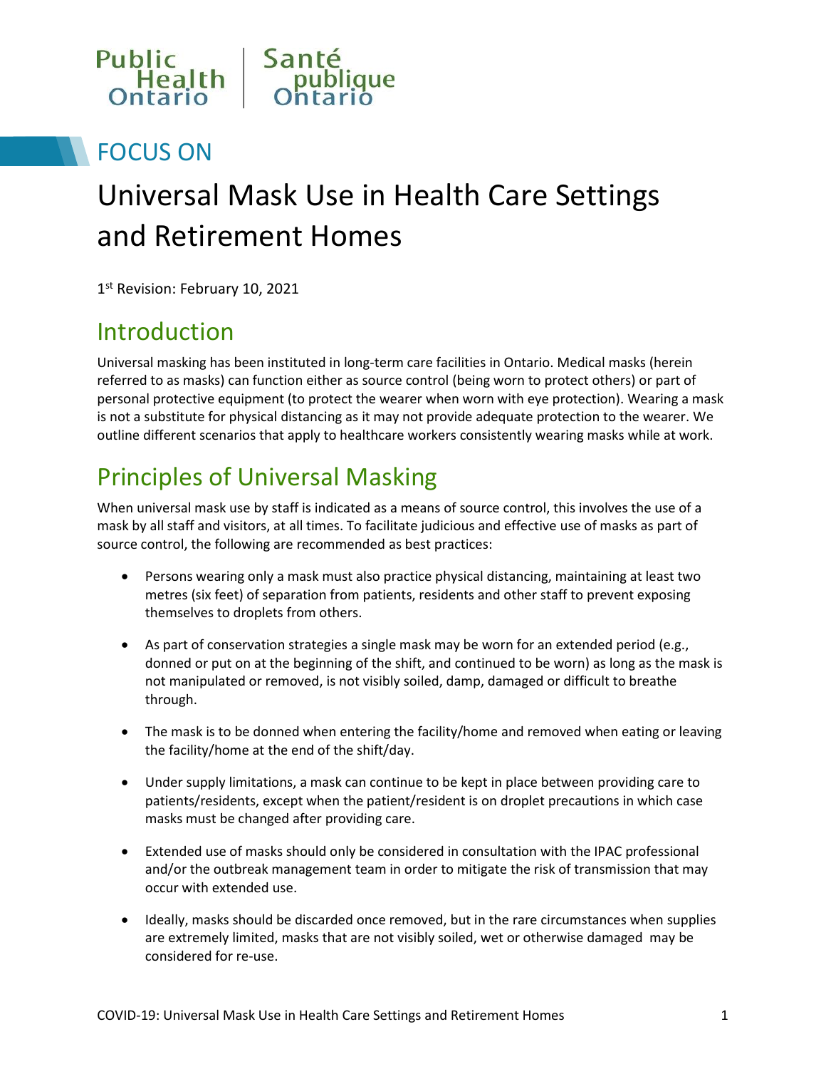Public Health Ontario | Santé publique Ontario

FOCUS ON

# Universal Mask Use in Health Care Settings and Retirement Homes

1st Revision: February 10, 2021

## Introduction

Universal masking has been instituted in long-term care facilities in Ontario. Medical masks (herein referred to as masks) can function either as source control (being worn to protect others) or part of personal protective equipment (to protect the wearer when worn with eye protection). Wearing a mask is not a substitute for physical distancing as it may not provide adequate protection to the wearer. We outline different scenarios that apply to healthcare workers consistently wearing masks while at work.

## Principles of Universal Masking

When universal mask use by staff is indicated as a means of source control, this involves the use of a mask by all staff and visitors, at all times. To facilitate judicious and effective use of masks as part of source control, the following are recommended as best practices:

- Persons wearing only a mask must also practice physical distancing, maintaining at least two metres (six feet) of separation from patients, residents and other staff to prevent exposing themselves to droplets from others.
- As part of conservation strategies a single mask may be worn for an extended period (e.g., donned or put on at the beginning of the shift, and continued to be worn) as long as the mask is not manipulated or removed, is not visibly soiled, damp, damaged or difficult to breathe through.
- The mask is to be donned when entering the facility/home and removed when eating or leaving the facility/home at the end of the shift/day.
- Under supply limitations, a mask can continue to be kept in place between providing care to patients/residents, except when the patient/resident is on droplet precautions in which case masks must be changed after providing care.
- Extended use of masks should only be considered in consultation with the IPAC professional and/or the outbreak management team in order to mitigate the risk of transmission that may occur with extended use.
- Ideally, masks should be discarded once removed, but in the rare circumstances when supplies are extremely limited, masks that are not visibly soiled, wet or otherwise damaged may be considered for re-use.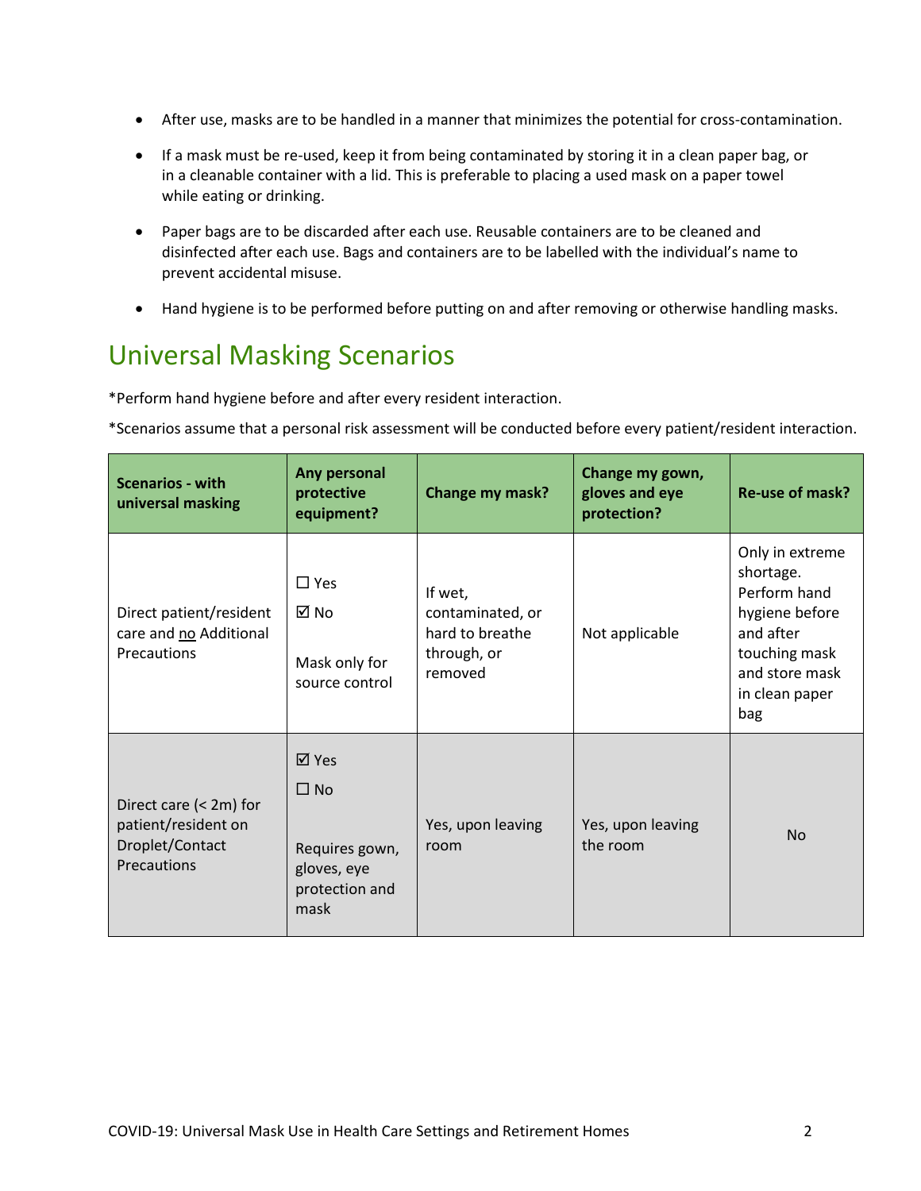- After use, masks are to be handled in a manner that minimizes the potential for cross-contamination.
- If a mask must be re-used, keep it from being contaminated by storing it in a clean paper bag, or in a cleanable container with a lid. This is preferable to placing a used mask on a paper towel while eating or drinking.
- Paper bags are to be discarded after each use. Reusable containers are to be cleaned and disinfected after each use. Bags and containers are to be labelled with the individual's name to prevent accidental misuse.
- Hand hygiene is to be performed before putting on and after removing or otherwise handling masks.

## Universal Masking Scenarios

*Perform hand hygiene before and after every resident interaction.

*Scenarios assume that a personal risk assessment will be conducted before every patient/resident interaction.

| Scenarios - with universal masking | Any personal protective equipment? | Change my mask? | Change my gown, gloves and eye protection? | Re-use of mask? |
|---|---|---|---|---|
| Direct patient/resident care and <u>no</u> Additional Precautions | ☐ Yes<br>☑ No<br><br>Mask only for source control | If wet, contaminated, or hard to breathe through, or removed | Not applicable | Only in extreme shortage. Perform hand hygiene before and after touching mask and store mask in clean paper bag |
| Direct care (< 2m) for patient/resident on Droplet/Contact Precautions | ☑ Yes<br>☐ No<br><br>Requires gown, gloves, eye protection and mask | Yes, upon leaving room | Yes, upon leaving the room | No |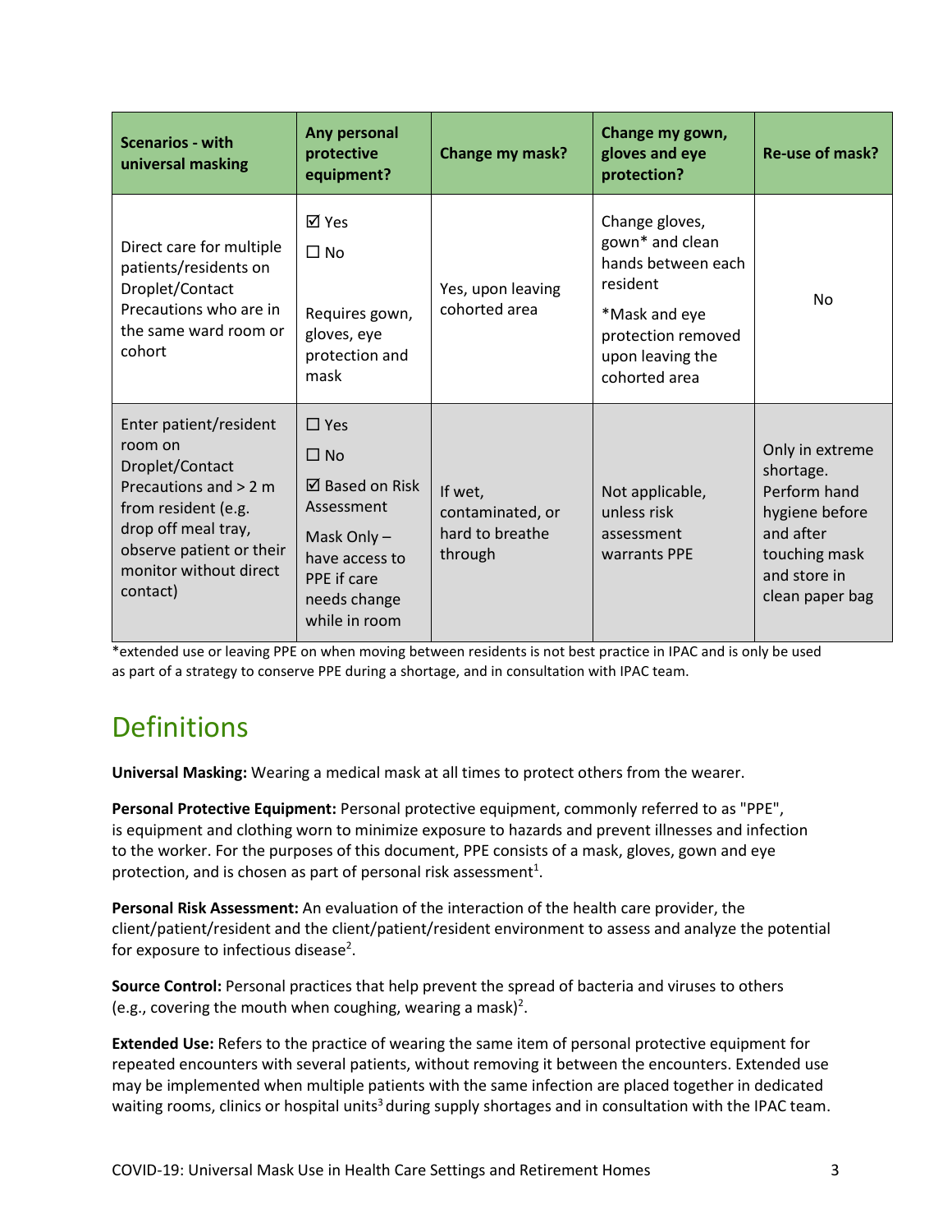| Scenarios - with universal masking | Any personal protective equipment? | Change my mask? | Change my gown, gloves and eye protection? | Re-use of mask? |
|---|---|---|---|---|
| Direct care for multiple patients/residents on Droplet/Contact Precautions who are in the same ward room or cohort | ☑ Yes<br>☐ No<br><br>Requires gown, gloves, eye protection and mask | Yes, upon leaving cohorted area | Change gloves, gown* and clean hands between each resident<br>*Mask and eye protection removed upon leaving the cohorted area | No |
| Enter patient/resident room on Droplet/Contact Precautions and > 2 m from resident (e.g. drop off meal tray, observe patient or their monitor without direct contact) | ☐ Yes<br>☐ No<br>☑ Based on Risk Assessment<br>Mask Only – have access to PPE if care needs change while in room | If wet, contaminated, or hard to breathe through | Not applicable, unless risk assessment warrants PPE | Only in extreme shortage. Perform hand hygiene before and after touching mask and store in clean paper bag |

*extended use or leaving PPE on when moving between residents is not best practice in IPAC and is only be used as part of a strategy to conserve PPE during a shortage, and in consultation with IPAC team.

# Definitions

**Universal Masking:** Wearing a medical mask at all times to protect others from the wearer.

**Personal Protective Equipment:** Personal protective equipment, commonly referred to as "PPE", is equipment and clothing worn to minimize exposure to hazards and prevent illnesses and infection to the worker. For the purposes of this document, PPE consists of a mask, gloves, gown and eye protection, and is chosen as part of personal risk assessment[1].

**Personal Risk Assessment:** An evaluation of the interaction of the health care provider, the client/patient/resident and the client/patient/resident environment to assess and analyze the potential for exposure to infectious disease[2].

**Source Control:** Personal practices that help prevent the spread of bacteria and viruses to others (e.g., covering the mouth when coughing, wearing a mask)[2].

**Extended Use:** Refers to the practice of wearing the same item of personal protective equipment for repeated encounters with several patients, without removing it between the encounters. Extended use may be implemented when multiple patients with the same infection are placed together in dedicated waiting rooms, clinics or hospital units[3] during supply shortages and in consultation with the IPAC team.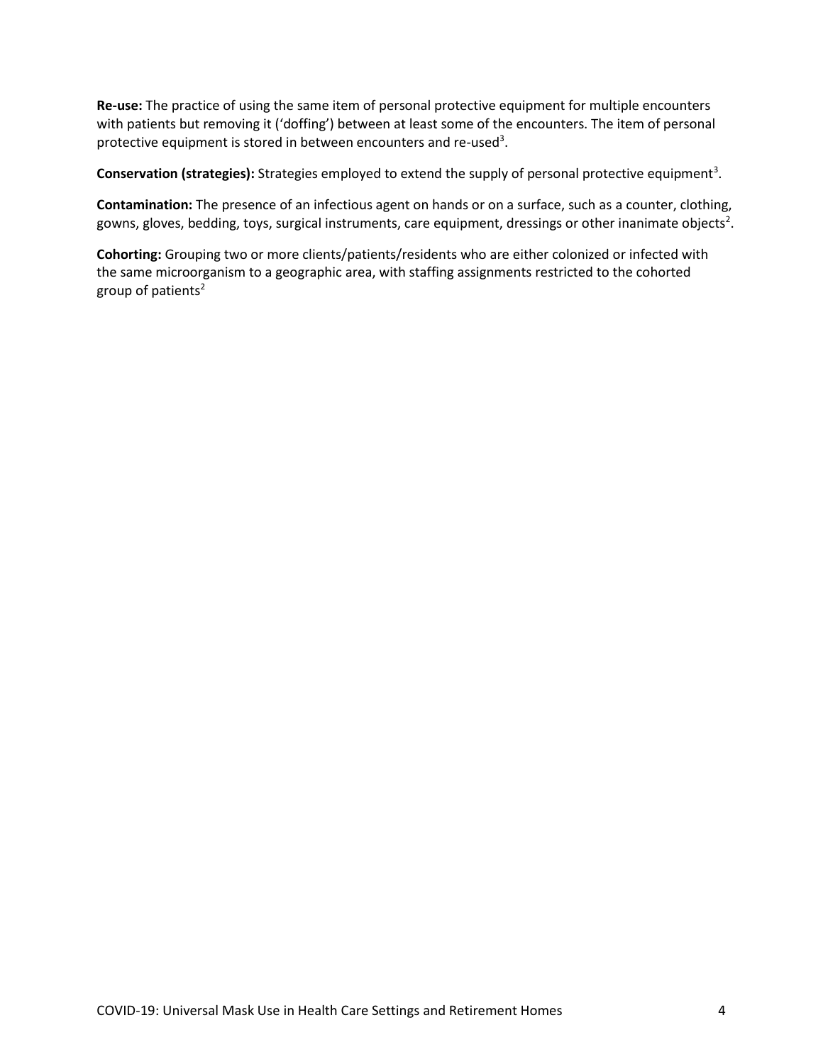**Re-use:** The practice of using the same item of personal protective equipment for multiple encounters with patients but removing it ('doffing') between at least some of the encounters. The item of personal protective equipment is stored in between encounters and re-used[3].

**Conservation (strategies):** Strategies employed to extend the supply of personal protective equipment[3].

**Contamination:** The presence of an infectious agent on hands or on a surface, such as a counter, clothing, gowns, gloves, bedding, toys, surgical instruments, care equipment, dressings or other inanimate objects[2].

**Cohorting:** Grouping two or more clients/patients/residents who are either colonized or infected with the same microorganism to a geographic area, with staffing assignments restricted to the cohorted group of patients[2]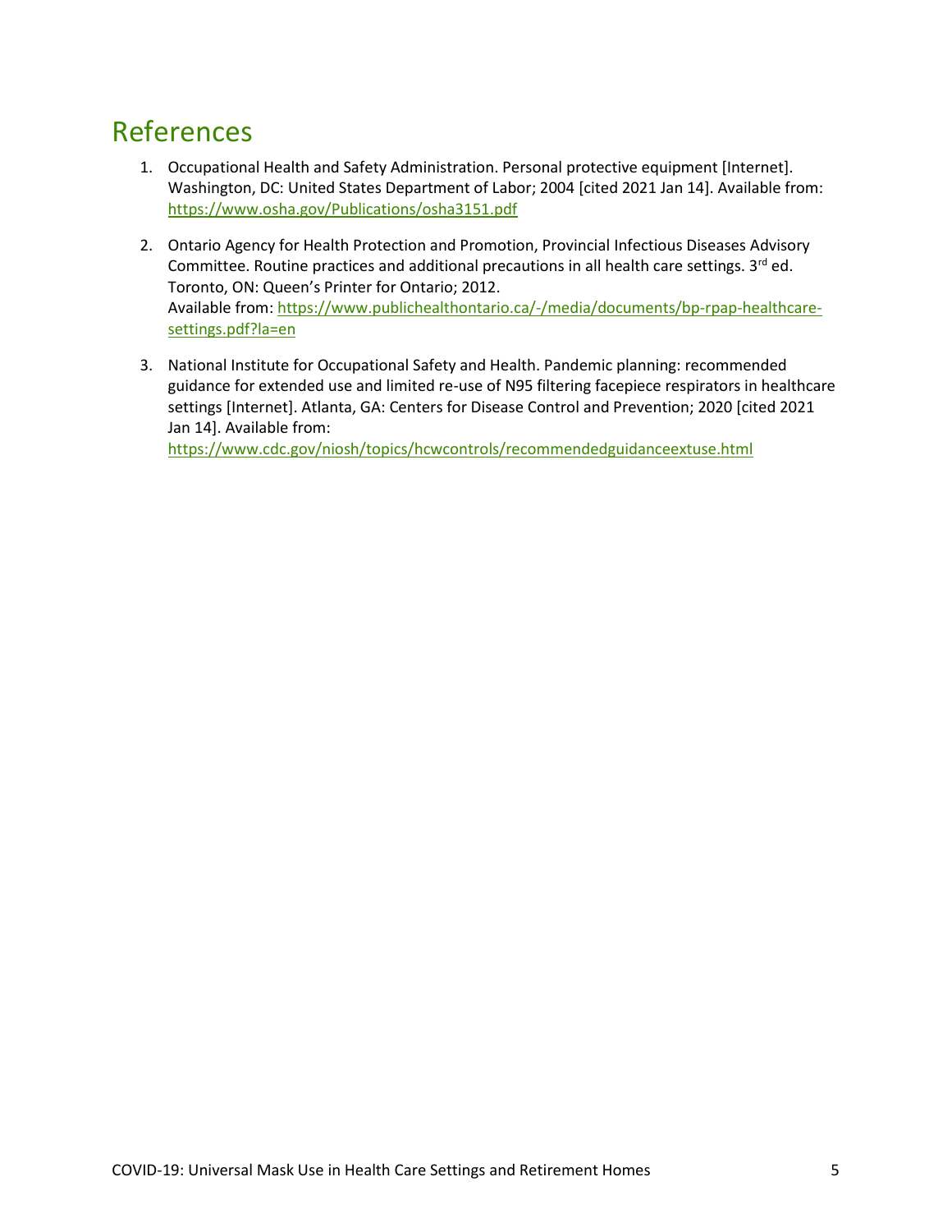# References

1. Occupational Health and Safety Administration. Personal protective equipment [Internet]. Washington, DC: United States Department of Labor; 2004 [cited 2021 Jan 14]. Available from: https://www.osha.gov/Publications/osha3151.pdf

2. Ontario Agency for Health Protection and Promotion, Provincial Infectious Diseases Advisory Committee. Routine practices and additional precautions in all health care settings. 3rd ed. Toronto, ON: Queen's Printer for Ontario; 2012.
   Available from: https://www.publichealthontario.ca/-/media/documents/bp-rpap-healthcare-settings.pdf?la=en

3. National Institute for Occupational Safety and Health. Pandemic planning: recommended guidance for extended use and limited re-use of N95 filtering facepiece respirators in healthcare settings [Internet]. Atlanta, GA: Centers for Disease Control and Prevention; 2020 [cited 2021 Jan 14]. Available from:
   https://www.cdc.gov/niosh/topics/hcwcontrols/recommendedguidanceextuse.html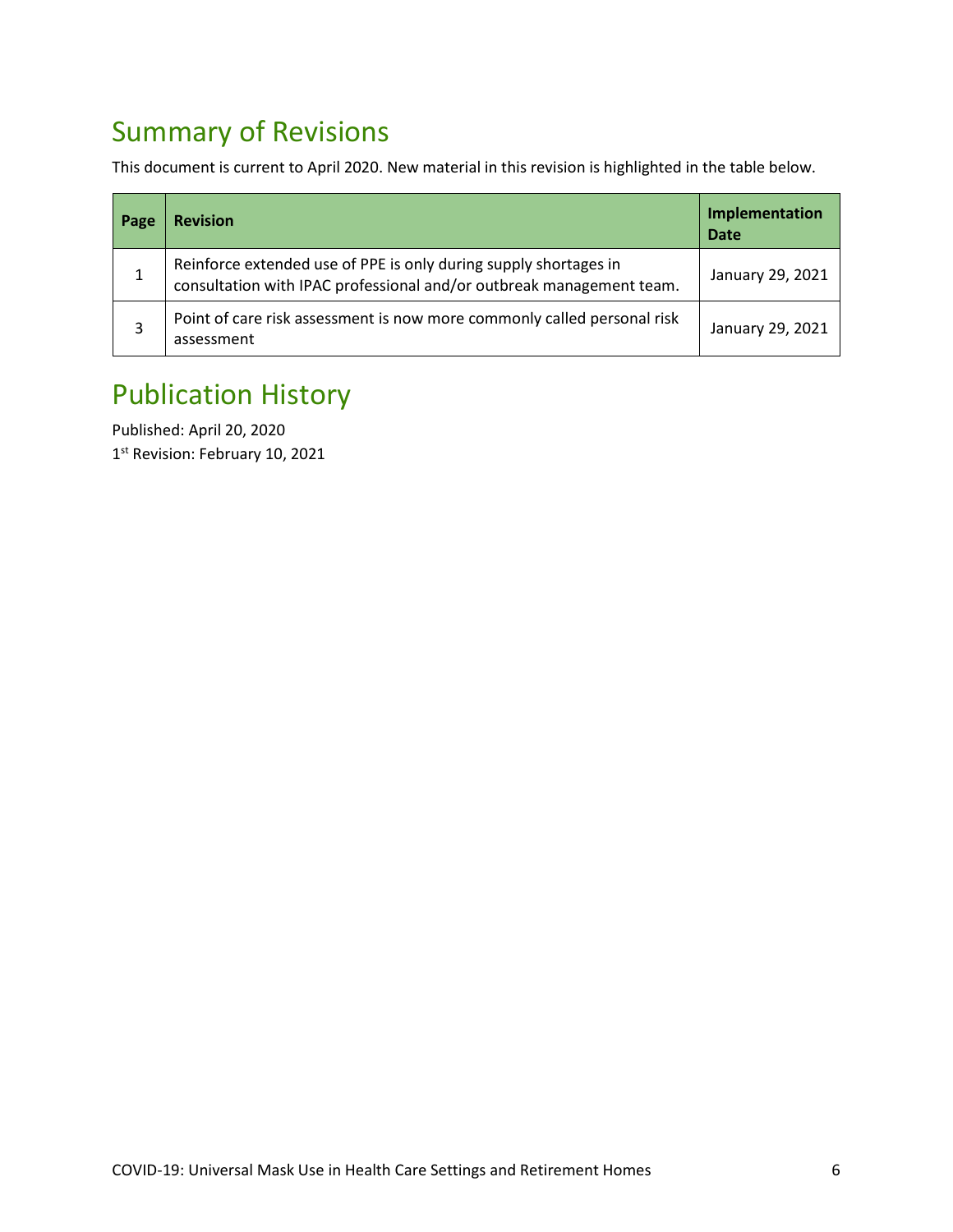## Summary of Revisions

This document is current to April 2020. New material in this revision is highlighted in the table below.

| Page | Revision | Implementation Date |
|---|---|---|
| 1 | Reinforce extended use of PPE is only during supply shortages in consultation with IPAC professional and/or outbreak management team. | January 29, 2021 |
| 3 | Point of care risk assessment is now more commonly called personal risk assessment | January 29, 2021 |

## Publication History

Published: April 20, 2020
1st Revision: February 10, 2021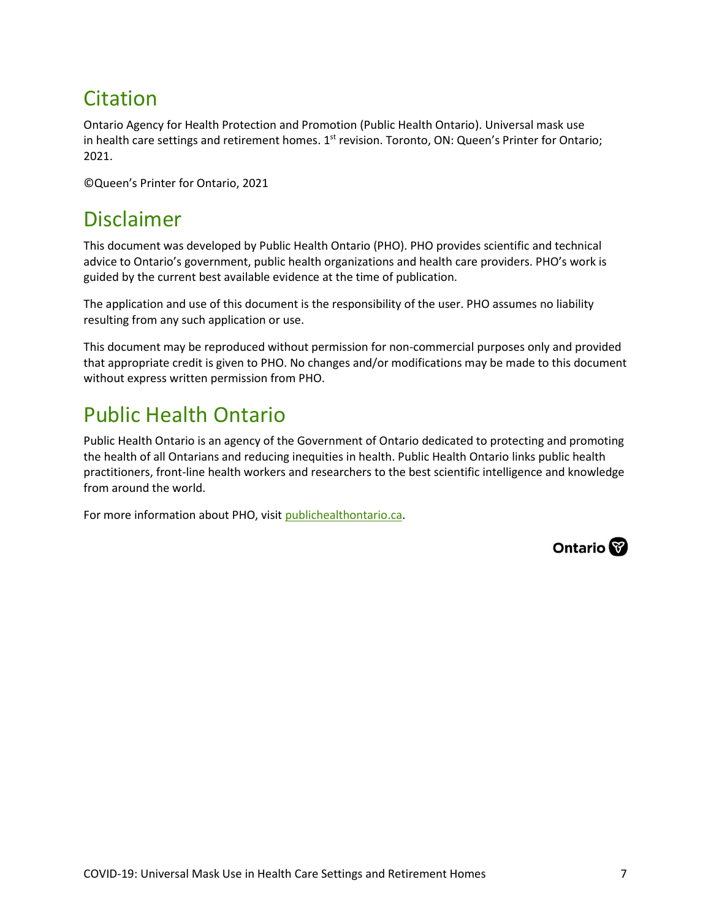## Citation

Ontario Agency for Health Protection and Promotion (Public Health Ontario). Universal mask use in health care settings and retirement homes. 1st revision. Toronto, ON: Queen's Printer for Ontario; 2021.

©Queen's Printer for Ontario, 2021

## Disclaimer

This document was developed by Public Health Ontario (PHO). PHO provides scientific and technical advice to Ontario's government, public health organizations and health care providers. PHO's work is guided by the current best available evidence at the time of publication.

The application and use of this document is the responsibility of the user. PHO assumes no liability resulting from any such application or use.

This document may be reproduced without permission for non-commercial purposes only and provided that appropriate credit is given to PHO. No changes and/or modifications may be made to this document without express written permission from PHO.

## Public Health Ontario

Public Health Ontario is an agency of the Government of Ontario dedicated to protecting and promoting the health of all Ontarians and reducing inequities in health. Public Health Ontario links public health practitioners, front-line health workers and researchers to the best scientific intelligence and knowledge from around the world.

For more information about PHO, visit publichealthontario.ca.

Ontario